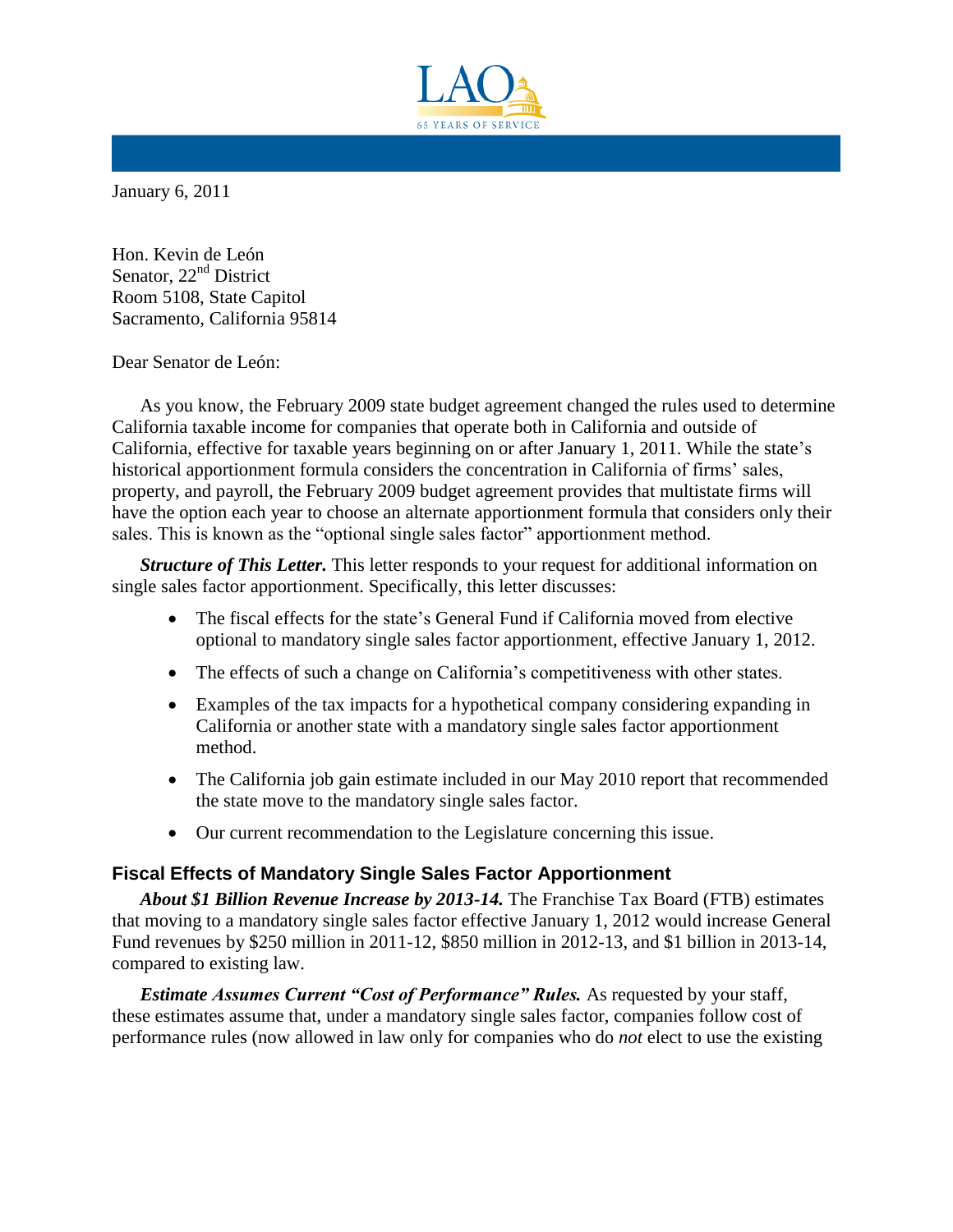January 6, 2011

Hon. Kevin de León
Senator, 22nd District
Room 5108, State Capitol
Sacramento, California 95814

Dear Senator de León:

As you know, the February 2009 state budget agreement changed the rules used to determine California taxable income for companies that operate both in California and outside of California, effective for taxable years beginning on or after January 1, 2011. While the state's historical apportionment formula considers the concentration in California of firms' sales, property, and payroll, the February 2009 budget agreement provides that multistate firms will have the option each year to choose an alternate apportionment formula that considers only their sales. This is known as the "optional single sales factor" apportionment method.

***Structure of This Letter.*** This letter responds to your request for additional information on single sales factor apportionment. Specifically, this letter discusses:

- The fiscal effects for the state's General Fund if California moved from elective optional to mandatory single sales factor apportionment, effective January 1, 2012.
- The effects of such a change on California's competitiveness with other states.
- Examples of the tax impacts for a hypothetical company considering expanding in California or another state with a mandatory single sales factor apportionment method.
- The California job gain estimate included in our May 2010 report that recommended the state move to the mandatory single sales factor.
- Our current recommendation to the Legislature concerning this issue.

## Fiscal Effects of Mandatory Single Sales Factor Apportionment

***About $1 Billion Revenue Increase by 2013-14.*** The Franchise Tax Board (FTB) estimates that moving to a mandatory single sales factor effective January 1, 2012 would increase General Fund revenues by $250 million in 2011-12, $850 million in 2012-13, and $1 billion in 2013-14, compared to existing law.

***Estimate Assumes Current "Cost of Performance" Rules.*** As requested by your staff, these estimates assume that, under a mandatory single sales factor, companies follow cost of performance rules (now allowed in law only for companies who do *not* elect to use the existing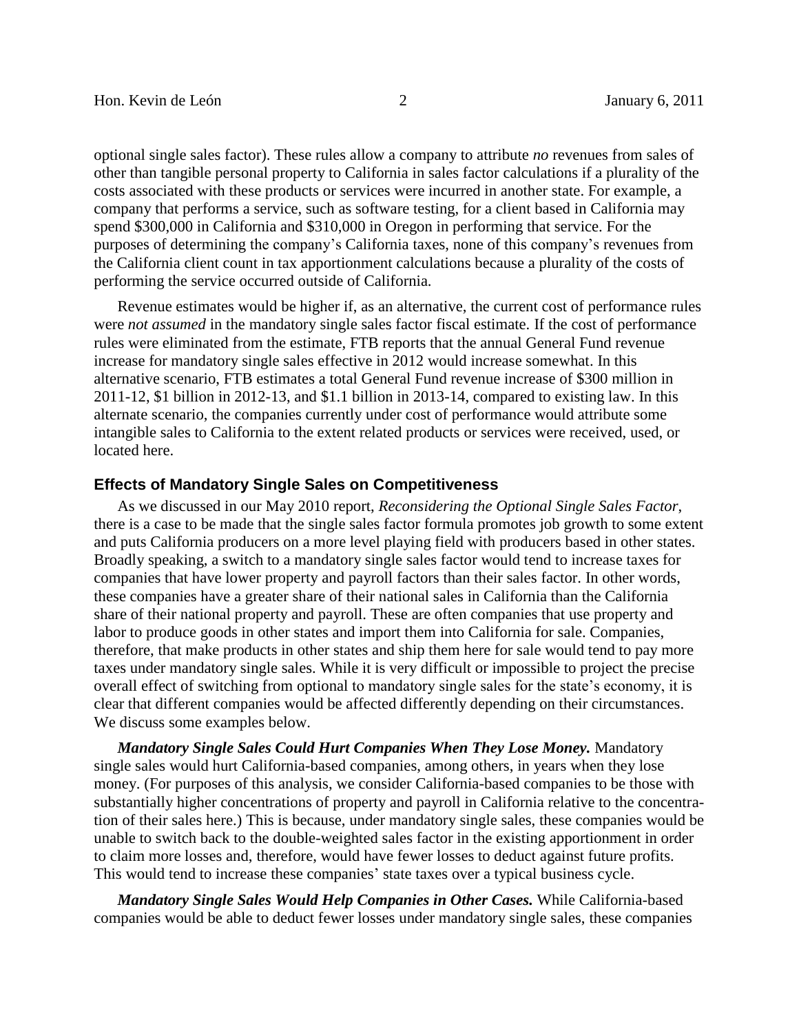optional single sales factor). These rules allow a company to attribute *no* revenues from sales of other than tangible personal property to California in sales factor calculations if a plurality of the costs associated with these products or services were incurred in another state. For example, a company that performs a service, such as software testing, for a client based in California may spend $300,000 in California and $310,000 in Oregon in performing that service. For the purposes of determining the company's California taxes, none of this company's revenues from the California client count in tax apportionment calculations because a plurality of the costs of performing the service occurred outside of California.

Revenue estimates would be higher if, as an alternative, the current cost of performance rules were *not assumed* in the mandatory single sales factor fiscal estimate. If the cost of performance rules were eliminated from the estimate, FTB reports that the annual General Fund revenue increase for mandatory single sales effective in 2012 would increase somewhat. In this alternative scenario, FTB estimates a total General Fund revenue increase of $300 million in 2011-12, $1 billion in 2012-13, and $1.1 billion in 2013-14, compared to existing law. In this alternate scenario, the companies currently under cost of performance would attribute some intangible sales to California to the extent related products or services were received, used, or located here.

## Effects of Mandatory Single Sales on Competitiveness

As we discussed in our May 2010 report, *Reconsidering the Optional Single Sales Factor*, there is a case to be made that the single sales factor formula promotes job growth to some extent and puts California producers on a more level playing field with producers based in other states. Broadly speaking, a switch to a mandatory single sales factor would tend to increase taxes for companies that have lower property and payroll factors than their sales factor. In other words, these companies have a greater share of their national sales in California than the California share of their national property and payroll. These are often companies that use property and labor to produce goods in other states and import them into California for sale. Companies, therefore, that make products in other states and ship them here for sale would tend to pay more taxes under mandatory single sales. While it is very difficult or impossible to project the precise overall effect of switching from optional to mandatory single sales for the state's economy, it is clear that different companies would be affected differently depending on their circumstances. We discuss some examples below.

***Mandatory Single Sales Could Hurt Companies When They Lose Money.*** Mandatory single sales would hurt California-based companies, among others, in years when they lose money. (For purposes of this analysis, we consider California-based companies to be those with substantially higher concentrations of property and payroll in California relative to the concentration of their sales here.) This is because, under mandatory single sales, these companies would be unable to switch back to the double-weighted sales factor in the existing apportionment in order to claim more losses and, therefore, would have fewer losses to deduct against future profits. This would tend to increase these companies' state taxes over a typical business cycle.

***Mandatory Single Sales Would Help Companies in Other Cases.*** While California-based companies would be able to deduct fewer losses under mandatory single sales, these companies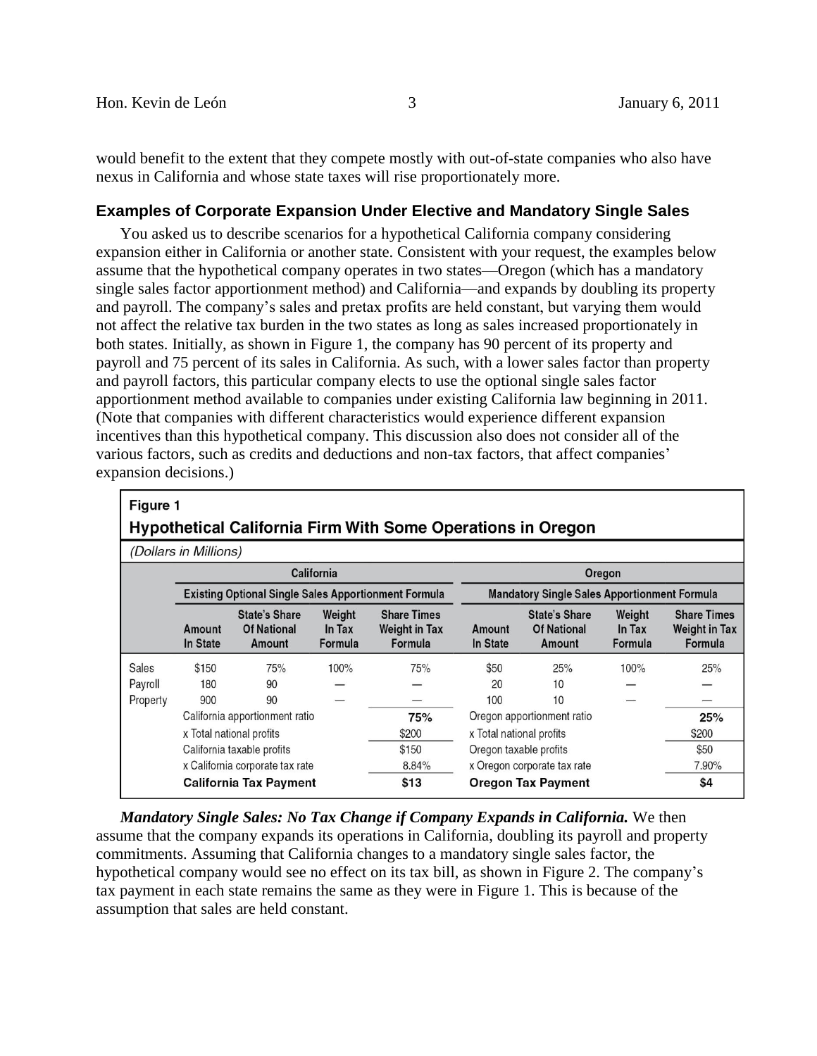would benefit to the extent that they compete mostly with out-of-state companies who also have nexus in California and whose state taxes will rise proportionately more.

### Examples of Corporate Expansion Under Elective and Mandatory Single Sales

You asked us to describe scenarios for a hypothetical California company considering expansion either in California or another state. Consistent with your request, the examples below assume that the hypothetical company operates in two states—Oregon (which has a mandatory single sales factor apportionment method) and California—and expands by doubling its property and payroll. The company's sales and pretax profits are held constant, but varying them would not affect the relative tax burden in the two states as long as sales increased proportionately in both states. Initially, as shown in Figure 1, the company has 90 percent of its property and payroll and 75 percent of its sales in California. As such, with a lower sales factor than property and payroll factors, this particular company elects to use the optional single sales factor apportionment method available to companies under existing California law beginning in 2011. (Note that companies with different characteristics would experience different expansion incentives than this hypothetical company. This discussion also does not consider all of the various factors, such as credits and deductions and non-tax factors, that affect companies' expansion decisions.)

**Figure 1**

**Hypothetical California Firm With Some Operations in Oregon**

*(Dollars in Millions)*

| | California | | | | Oregon | | | |
|---|---|---|---|---|---|---|---|---|
| | Existing Optional Single Sales Apportionment Formula | | | | Mandatory Single Sales Apportionment Formula | | | |
| | Amount In State | State's Share Of National Amount | Weight In Tax Formula | Share Times Weight in Tax Formula | Amount In State | State's Share Of National Amount | Weight In Tax Formula | Share Times Weight in Tax Formula |
| Sales | $150 | 75% | 100% | 75% | $50 | 25% | 100% | 25% |
| Payroll | 180 | 90 | — | — | 20 | 10 | — | — |
| Property | 900 | 90 | — | — | 100 | 10 | — | — |
| | California apportionment ratio | | | **75%** | Oregon apportionment ratio | | | **25%** |
| | x Total national profits | | | $200 | x Total national profits | | | $200 |
| | California taxable profits | | | $150 | Oregon taxable profits | | | $50 |
| | x California corporate tax rate | | | 8.84% | x Oregon corporate tax rate | | | 7.90% |
| | **California Tax Payment** | | | **$13** | **Oregon Tax Payment** | | | **$4** |

***Mandatory Single Sales: No Tax Change if Company Expands in California.*** We then assume that the company expands its operations in California, doubling its payroll and property commitments. Assuming that California changes to a mandatory single sales factor, the hypothetical company would see no effect on its tax bill, as shown in Figure 2. The company's tax payment in each state remains the same as they were in Figure 1. This is because of the assumption that sales are held constant.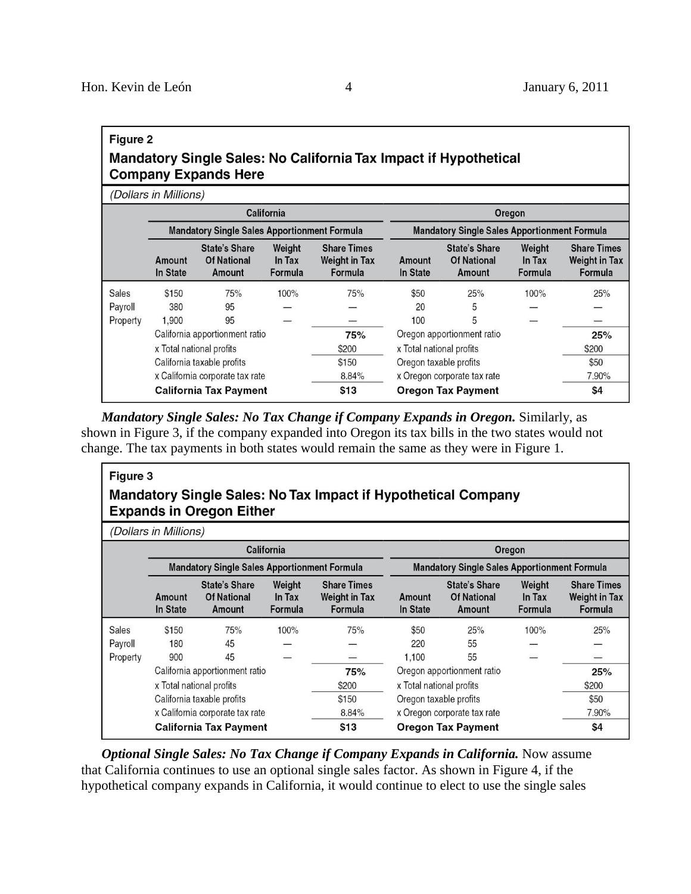**Figure 2**

**Mandatory Single Sales: No California Tax Impact if Hypothetical Company Expands Here**

*(Dollars in Millions)*

| | California | | | | Oregon | | | |
|---|---|---|---|---|---|---|---|---|
| | Mandatory Single Sales Apportionment Formula | | | | Mandatory Single Sales Apportionment Formula | | | |
| | Amount In State | State's Share Of National Amount | Weight In Tax Formula | Share Times Weight in Tax Formula | Amount In State | State's Share Of National Amount | Weight In Tax Formula | Share Times Weight in Tax Formula |
| Sales | $150 | 75% | 100% | 75% | $50 | 25% | 100% | 25% |
| Payroll | 380 | 95 | — | — | 20 | 5 | — | — |
| Property | 1,900 | 95 | — | — | 100 | 5 | — | — |
| | California apportionment ratio | | | **75%** | Oregon apportionment ratio | | | **25%** |
| | x Total national profits | | | $200 | x Total national profits | | | $200 |
| | California taxable profits | | | $150 | Oregon taxable profits | | | $50 |
| | x California corporate tax rate | | | 8.84% | x Oregon corporate tax rate | | | 7.90% |
| | **California Tax Payment** | | | **$13** | **Oregon Tax Payment** | | | **$4** |

***Mandatory Single Sales: No Tax Change if Company Expands in Oregon.*** Similarly, as shown in Figure 3, if the company expanded into Oregon its tax bills in the two states would not change. The tax payments in both states would remain the same as they were in Figure 1.

**Figure 3**

**Mandatory Single Sales: No Tax Impact if Hypothetical Company Expands in Oregon Either**

*(Dollars in Millions)*

| | California | | | | Oregon | | | |
|---|---|---|---|---|---|---|---|---|
| | Mandatory Single Sales Apportionment Formula | | | | Mandatory Single Sales Apportionment Formula | | | |
| | Amount In State | State's Share Of National Amount | Weight In Tax Formula | Share Times Weight in Tax Formula | Amount In State | State's Share Of National Amount | Weight In Tax Formula | Share Times Weight in Tax Formula |
| Sales | $150 | 75% | 100% | 75% | $50 | 25% | 100% | 25% |
| Payroll | 180 | 45 | — | — | 220 | 55 | — | — |
| Property | 900 | 45 | — | — | 1,100 | 55 | — | — |
| | California apportionment ratio | | | **75%** | Oregon apportionment ratio | | | **25%** |
| | x Total national profits | | | $200 | x Total national profits | | | $200 |
| | California taxable profits | | | $150 | Oregon taxable profits | | | $50 |
| | x California corporate tax rate | | | 8.84% | x Oregon corporate tax rate | | | 7.90% |
| | **California Tax Payment** | | | **$13** | **Oregon Tax Payment** | | | **$4** |

***Optional Single Sales: No Tax Change if Company Expands in California.*** Now assume that California continues to use an optional single sales factor. As shown in Figure 4, if the hypothetical company expands in California, it would continue to elect to use the single sales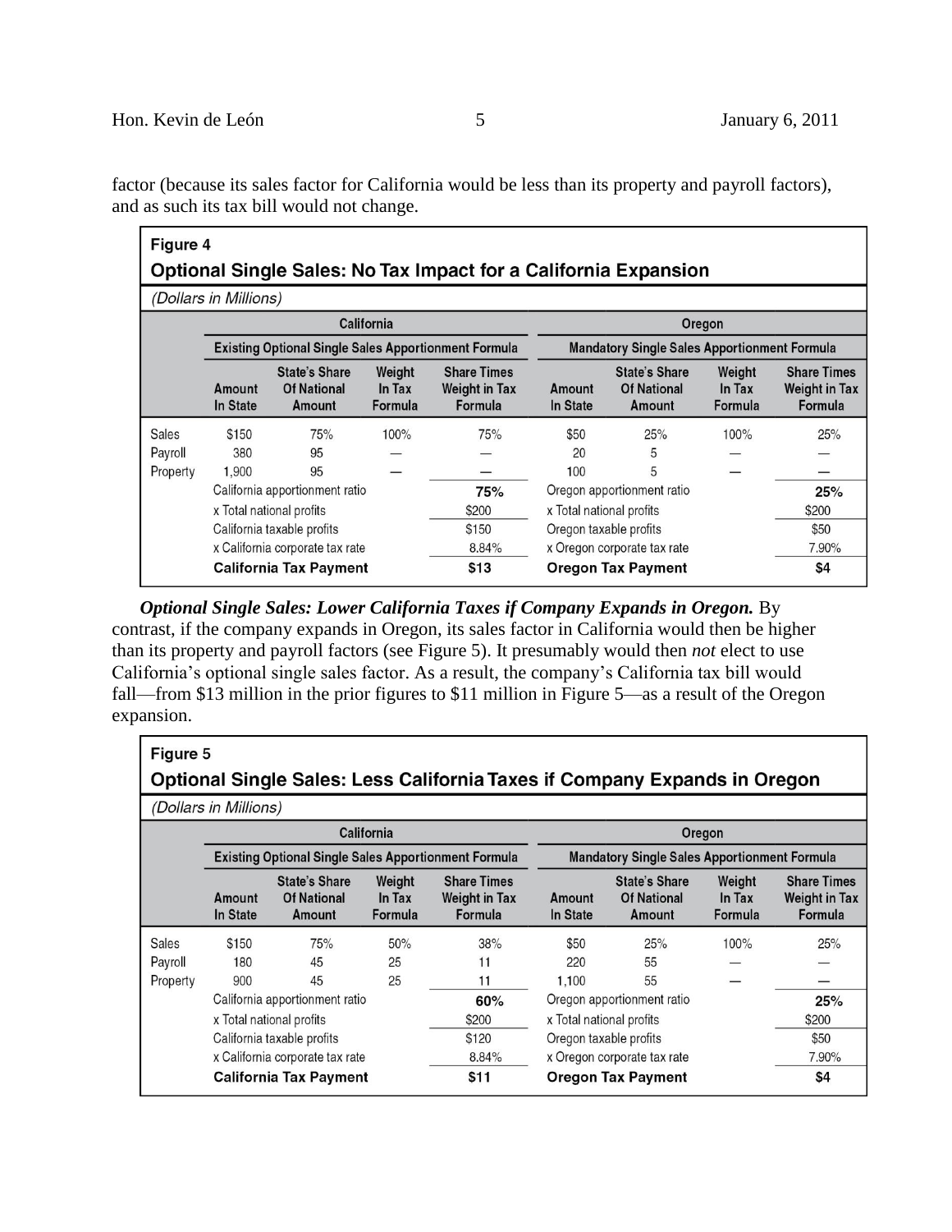factor (because its sales factor for California would be less than its property and payroll factors), and as such its tax bill would not change.

**Figure 4**

**Optional Single Sales: No Tax Impact for a California Expansion**

*(Dollars in Millions)*

| | California | | | | Oregon | | | |
|---|---|---|---|---|---|---|---|---|
| | Existing Optional Single Sales Apportionment Formula | | | | Mandatory Single Sales Apportionment Formula | | | |
| | Amount In State | State's Share Of National Amount | Weight In Tax Formula | Share Times Weight in Tax Formula | Amount In State | State's Share Of National Amount | Weight In Tax Formula | Share Times Weight in Tax Formula |
| Sales | $150 | 75% | 100% | 75% | $50 | 25% | 100% | 25% |
| Payroll | 380 | 95 | — | — | 20 | 5 | — | — |
| Property | 1,900 | 95 | — | — | 100 | 5 | — | — |
| | California apportionment ratio | | | 75% | Oregon apportionment ratio | | | 25% |
| | x Total national profits | | | $200 | x Total national profits | | | $200 |
| | California taxable profits | | | $150 | Oregon taxable profits | | | $50 |
| | x California corporate tax rate | | | 8.84% | x Oregon corporate tax rate | | | 7.90% |
| | **California Tax Payment** | | | **$13** | **Oregon Tax Payment** | | | **$4** |

***Optional Single Sales: Lower California Taxes if Company Expands in Oregon.*** By contrast, if the company expands in Oregon, its sales factor in California would then be higher than its property and payroll factors (see Figure 5). It presumably would then *not* elect to use California's optional single sales factor. As a result, the company's California tax bill would fall—from $13 million in the prior figures to $11 million in Figure 5—as a result of the Oregon expansion.

**Figure 5**

**Optional Single Sales: Less California Taxes if Company Expands in Oregon**

*(Dollars in Millions)*

| | California | | | | Oregon | | | |
|---|---|---|---|---|---|---|---|---|
| | Existing Optional Single Sales Apportionment Formula | | | | Mandatory Single Sales Apportionment Formula | | | |
| | Amount In State | State's Share Of National Amount | Weight In Tax Formula | Share Times Weight in Tax Formula | Amount In State | State's Share Of National Amount | Weight In Tax Formula | Share Times Weight in Tax Formula |
| Sales | $150 | 75% | 50% | 38% | $50 | 25% | 100% | 25% |
| Payroll | 180 | 45 | 25 | 11 | 220 | 55 | — | — |
| Property | 900 | 45 | 25 | 11 | 1,100 | 55 | — | — |
| | California apportionment ratio | | | 60% | Oregon apportionment ratio | | | 25% |
| | x Total national profits | | | $200 | x Total national profits | | | $200 |
| | California taxable profits | | | $120 | Oregon taxable profits | | | $50 |
| | x California corporate tax rate | | | 8.84% | x Oregon corporate tax rate | | | 7.90% |
| | **California Tax Payment** | | | **$11** | **Oregon Tax Payment** | | | **$4** |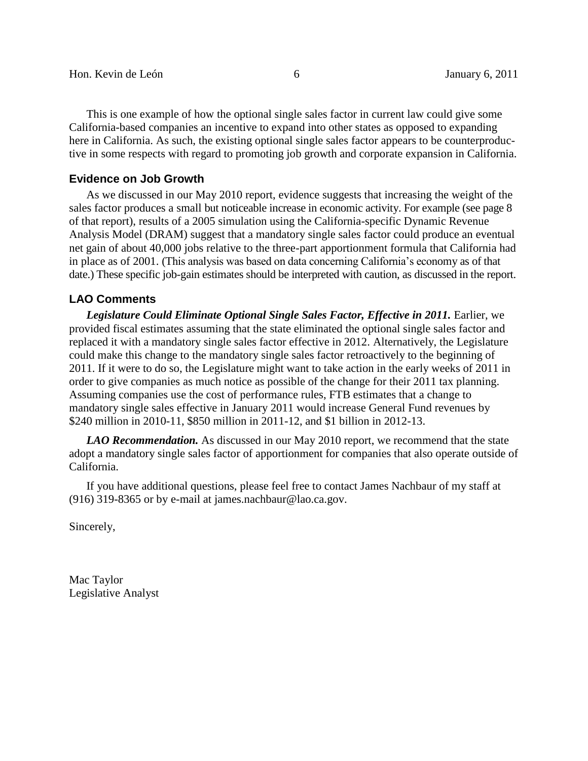This is one example of how the optional single sales factor in current law could give some California-based companies an incentive to expand into other states as opposed to expanding here in California. As such, the existing optional single sales factor appears to be counterproductive in some respects with regard to promoting job growth and corporate expansion in California.

## Evidence on Job Growth

As we discussed in our May 2010 report, evidence suggests that increasing the weight of the sales factor produces a small but noticeable increase in economic activity. For example (see page 8 of that report), results of a 2005 simulation using the California-specific Dynamic Revenue Analysis Model (DRAM) suggest that a mandatory single sales factor could produce an eventual net gain of about 40,000 jobs relative to the three-part apportionment formula that California had in place as of 2001. (This analysis was based on data concerning California's economy as of that date.) These specific job-gain estimates should be interpreted with caution, as discussed in the report.

## LAO Comments

***Legislature Could Eliminate Optional Single Sales Factor, Effective in 2011.*** Earlier, we provided fiscal estimates assuming that the state eliminated the optional single sales factor and replaced it with a mandatory single sales factor effective in 2012. Alternatively, the Legislature could make this change to the mandatory single sales factor retroactively to the beginning of 2011. If it were to do so, the Legislature might want to take action in the early weeks of 2011 in order to give companies as much notice as possible of the change for their 2011 tax planning. Assuming companies use the cost of performance rules, FTB estimates that a change to mandatory single sales effective in January 2011 would increase General Fund revenues by $240 million in 2010-11, $850 million in 2011-12, and $1 billion in 2012-13.

***LAO Recommendation.*** As discussed in our May 2010 report, we recommend that the state adopt a mandatory single sales factor of apportionment for companies that also operate outside of California.

If you have additional questions, please feel free to contact James Nachbaur of my staff at (916) 319-8365 or by e-mail at james.nachbaur@lao.ca.gov.

Sincerely,

Mac Taylor
Legislative Analyst